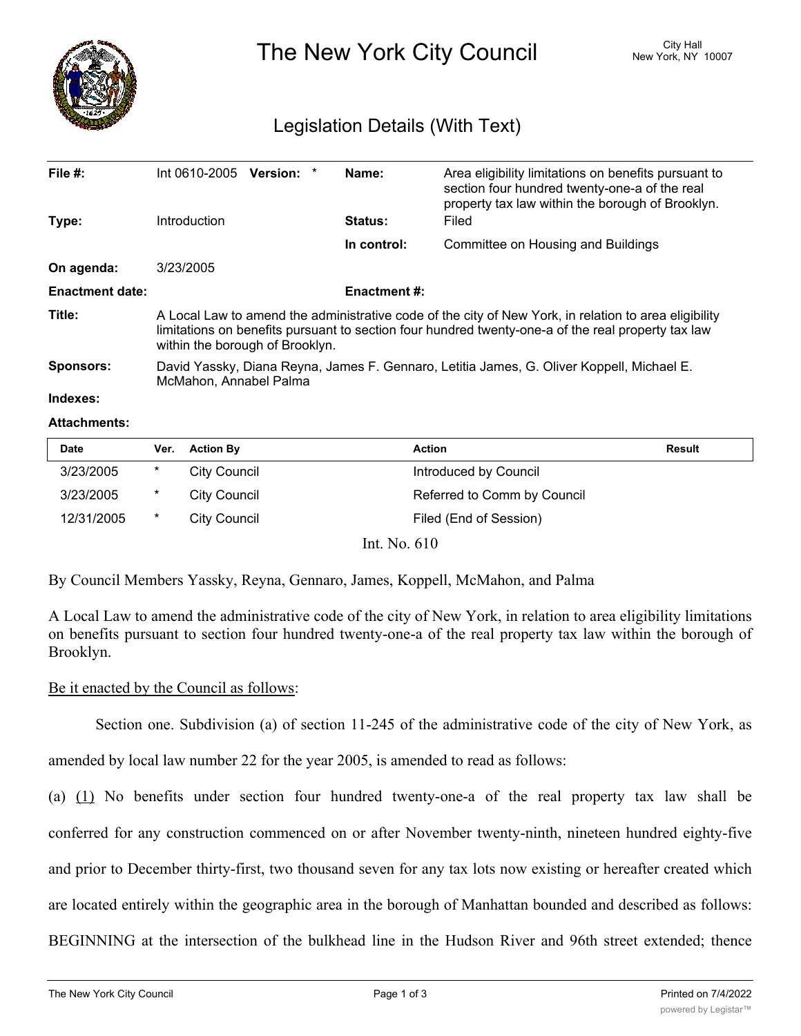# The New York City Council

City Hall
New York, NY 10007

## Legislation Details (With Text)

| | | | |
|---|---|---|---|
| **File #:** | Int 0610-2005 **Version:** * | **Name:** | Area eligibility limitations on benefits pursuant to section four hundred twenty-one-a of the real property tax law within the borough of Brooklyn. |
| **Type:** | Introduction | **Status:** | Filed |
| | | **In control:** | Committee on Housing and Buildings |
| **On agenda:** | 3/23/2005 | | |
| **Enactment date:** | | **Enactment #:** | |

**Title:** A Local Law to amend the administrative code of the city of New York, in relation to area eligibility limitations on benefits pursuant to section four hundred twenty-one-a of the real property tax law within the borough of Brooklyn.

**Sponsors:** David Yassky, Diana Reyna, James F. Gennaro, Letitia James, G. Oliver Koppell, Michael E. McMahon, Annabel Palma

**Indexes:**

**Attachments:**

| Date | Ver. | Action By | Action | Result |
|---|---|---|---|---|
| 3/23/2005 | * | City Council | Introduced by Council | |
| 3/23/2005 | * | City Council | Referred to Comm by Council | |
| 12/31/2005 | * | City Council | Filed (End of Session) | |

Int. No. 610

By Council Members Yassky, Reyna, Gennaro, James, Koppell, McMahon, and Palma

A Local Law to amend the administrative code of the city of New York, in relation to area eligibility limitations on benefits pursuant to section four hundred twenty-one-a of the real property tax law within the borough of Brooklyn.

Be it enacted by the Council as follows:

Section one. Subdivision (a) of section 11-245 of the administrative code of the city of New York, as amended by local law number 22 for the year 2005, is amended to read as follows:

(a) (1) No benefits under section four hundred twenty-one-a of the real property tax law shall be conferred for any construction commenced on or after November twenty-ninth, nineteen hundred eighty-five and prior to December thirty-first, two thousand seven for any tax lots now existing or hereafter created which are located entirely within the geographic area in the borough of Manhattan bounded and described as follows: BEGINNING at the intersection of the bulkhead line in the Hudson River and 96th street extended; thence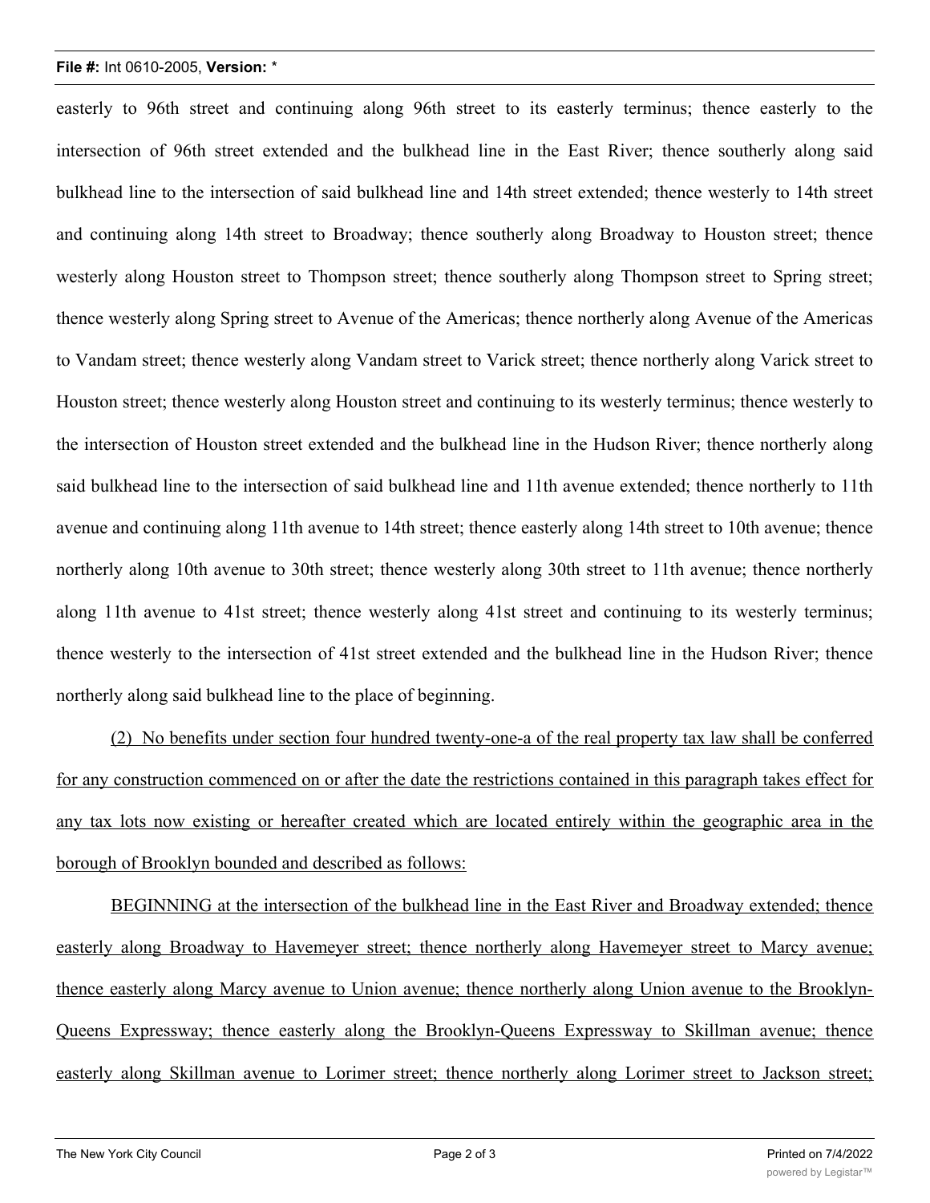easterly to 96th street and continuing along 96th street to its easterly terminus; thence easterly to the intersection of 96th street extended and the bulkhead line in the East River; thence southerly along said bulkhead line to the intersection of said bulkhead line and 14th street extended; thence westerly to 14th street and continuing along 14th street to Broadway; thence southerly along Broadway to Houston street; thence westerly along Houston street to Thompson street; thence southerly along Thompson street to Spring street; thence westerly along Spring street to Avenue of the Americas; thence northerly along Avenue of the Americas to Vandam street; thence westerly along Vandam street to Varick street; thence northerly along Varick street to Houston street; thence westerly along Houston street and continuing to its westerly terminus; thence westerly to the intersection of Houston street extended and the bulkhead line in the Hudson River; thence northerly along said bulkhead line to the intersection of said bulkhead line and 11th avenue extended; thence northerly to 11th avenue and continuing along 11th avenue to 14th street; thence easterly along 14th street to 10th avenue; thence northerly along 10th avenue to 30th street; thence westerly along 30th street to 11th avenue; thence northerly along 11th avenue to 41st street; thence westerly along 41st street and continuing to its westerly terminus; thence westerly to the intersection of 41st street extended and the bulkhead line in the Hudson River; thence northerly along said bulkhead line to the place of beginning.

(2) No benefits under section four hundred twenty-one-a of the real property tax law shall be conferred for any construction commenced on or after the date the restrictions contained in this paragraph takes effect for any tax lots now existing or hereafter created which are located entirely within the geographic area in the borough of Brooklyn bounded and described as follows:

BEGINNING at the intersection of the bulkhead line in the East River and Broadway extended; thence easterly along Broadway to Havemeyer street; thence northerly along Havemeyer street to Marcy avenue; thence easterly along Marcy avenue to Union avenue; thence northerly along Union avenue to the Brooklyn-Queens Expressway; thence easterly along the Brooklyn-Queens Expressway to Skillman avenue; thence easterly along Skillman avenue to Lorimer street; thence northerly along Lorimer street to Jackson street;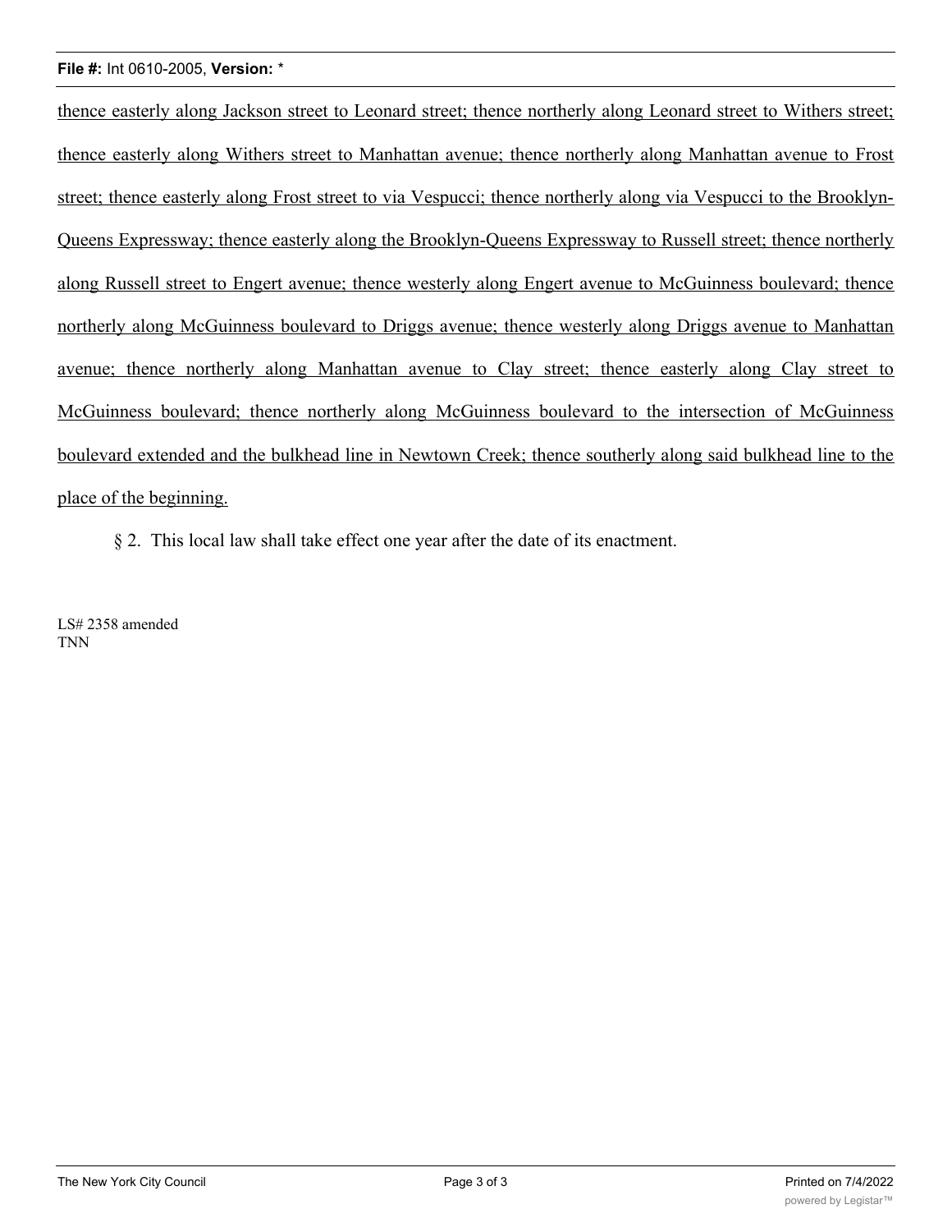thence easterly along Jackson street to Leonard street; thence northerly along Leonard street to Withers street; thence easterly along Withers street to Manhattan avenue; thence northerly along Manhattan avenue to Frost street; thence easterly along Frost street to via Vespucci; thence northerly along via Vespucci to the Brooklyn-Queens Expressway; thence easterly along the Brooklyn-Queens Expressway to Russell street; thence northerly along Russell street to Engert avenue; thence westerly along Engert avenue to McGuinness boulevard; thence northerly along McGuinness boulevard to Driggs avenue; thence westerly along Driggs avenue to Manhattan avenue; thence northerly along Manhattan avenue to Clay street; thence easterly along Clay street to McGuinness boulevard; thence northerly along McGuinness boulevard to the intersection of McGuinness boulevard extended and the bulkhead line in Newtown Creek; thence southerly along said bulkhead line to the place of the beginning.

§ 2. This local law shall take effect one year after the date of its enactment.

LS# 2358 amended
TNN